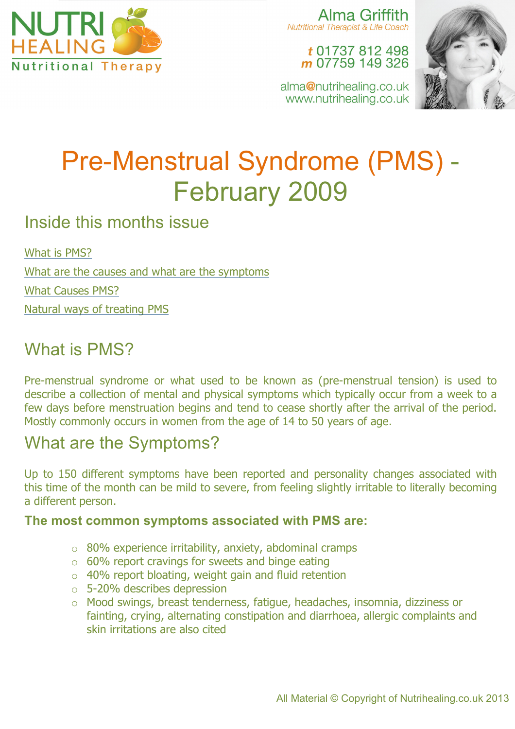NUTRI HEALING
Nutritional Therapy

Alma Griffith
*Nutritional Therapist & Life Coach*

*t* 01737 812 498
*m* 07759 149 326

alma@nutrihealing.co.uk
www.nutrihealing.co.uk

# Pre-Menstrual Syndrome (PMS) - February 2009

## Inside this months issue

[What is PMS?](#)

[What are the causes and what are the symptoms](#)

[What Causes PMS?](#)

[Natural ways of treating PMS](#)

## What is PMS?

Pre-menstrual syndrome or what used to be known as (pre-menstrual tension) is used to describe a collection of mental and physical symptoms which typically occur from a week to a few days before menstruation begins and tend to cease shortly after the arrival of the period. Mostly commonly occurs in women from the age of 14 to 50 years of age.

## What are the Symptoms?

Up to 150 different symptoms have been reported and personality changes associated with this time of the month can be mild to severe, from feeling slightly irritable to literally becoming a different person.

**The most common symptoms associated with PMS are:**

- 80% experience irritability, anxiety, abdominal cramps
- 60% report cravings for sweets and binge eating
- 40% report bloating, weight gain and fluid retention
- 5-20% describes depression
- Mood swings, breast tenderness, fatigue, headaches, insomnia, dizziness or fainting, crying, alternating constipation and diarrhoea, allergic complaints and skin irritations are also cited

All Material © Copyright of Nutrihealing.co.uk 2013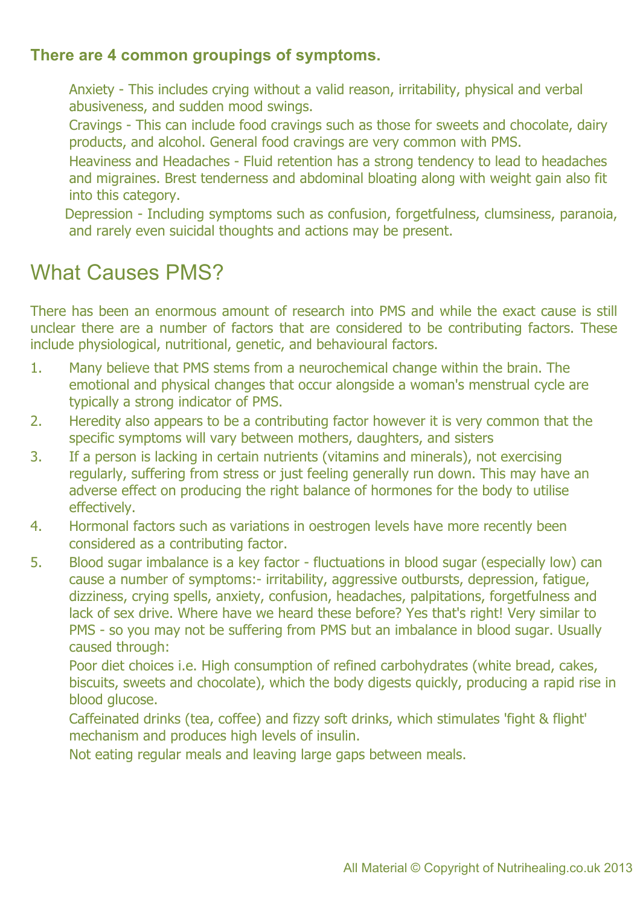**There are 4 common groupings of symptoms.**

- Anxiety - This includes crying without a valid reason, irritability, physical and verbal abusiveness, and sudden mood swings.
- Cravings - This can include food cravings such as those for sweets and chocolate, dairy products, and alcohol. General food cravings are very common with PMS.
- Heaviness and Headaches - Fluid retention has a strong tendency to lead to headaches and migraines. Brest tenderness and abdominal bloating along with weight gain also fit into this category.
- Depression - Including symptoms such as confusion, forgetfulness, clumsiness, paranoia, and rarely even suicidal thoughts and actions may be present.

## What Causes PMS?

There has been an enormous amount of research into PMS and while the exact cause is still unclear there are a number of factors that are considered to be contributing factors. These include physiological, nutritional, genetic, and behavioural factors.

1. Many believe that PMS stems from a neurochemical change within the brain. The emotional and physical changes that occur alongside a woman's menstrual cycle are typically a strong indicator of PMS.
2. Heredity also appears to be a contributing factor however it is very common that the specific symptoms will vary between mothers, daughters, and sisters
3. If a person is lacking in certain nutrients (vitamins and minerals), not exercising regularly, suffering from stress or just feeling generally run down. This may have an adverse effect on producing the right balance of hormones for the body to utilise effectively.
4. Hormonal factors such as variations in oestrogen levels have more recently been considered as a contributing factor.
5. Blood sugar imbalance is a key factor - fluctuations in blood sugar (especially low) can cause a number of symptoms:- irritability, aggressive outbursts, depression, fatigue, dizziness, crying spells, anxiety, confusion, headaches, palpitations, forgetfulness and lack of sex drive. Where have we heard these before? Yes that's right! Very similar to PMS - so you may not be suffering from PMS but an imbalance in blood sugar. Usually caused through:
   - Poor diet choices i.e. High consumption of refined carbohydrates (white bread, cakes, biscuits, sweets and chocolate), which the body digests quickly, producing a rapid rise in blood glucose.
   - Caffeinated drinks (tea, coffee) and fizzy soft drinks, which stimulates 'fight & flight' mechanism and produces high levels of insulin.
   - Not eating regular meals and leaving large gaps between meals.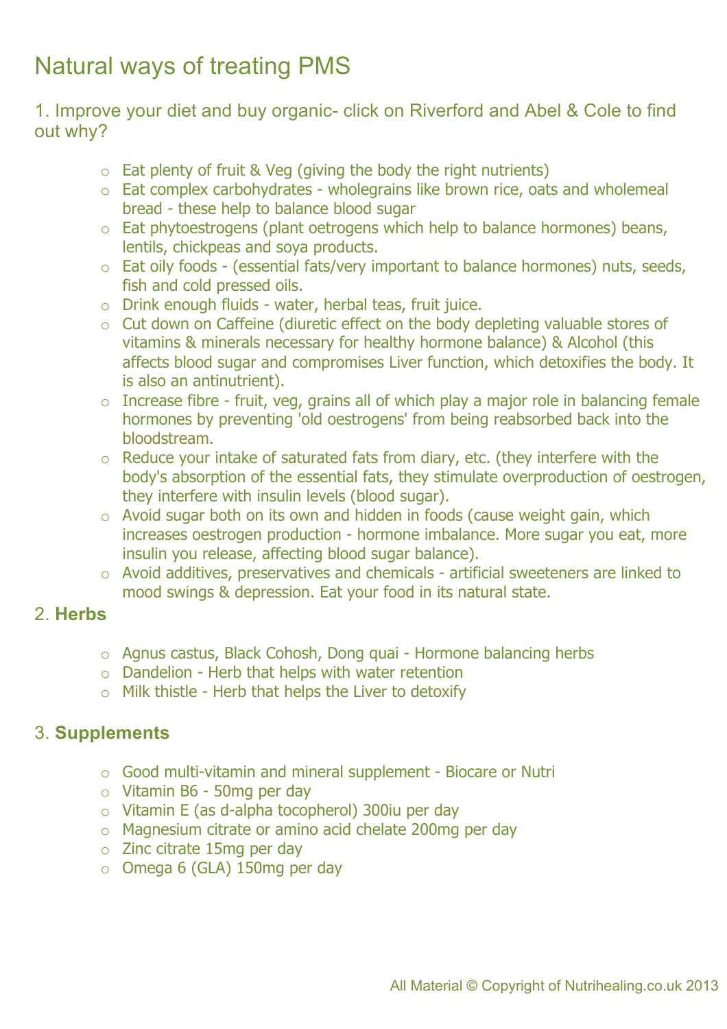# Natural ways of treating PMS

## 1. Improve your diet and buy organic- click on Riverford and Abel & Cole to find out why?

- Eat plenty of fruit & Veg (giving the body the right nutrients)
- Eat complex carbohydrates - wholegrains like brown rice, oats and wholemeal bread - these help to balance blood sugar
- Eat phytoestrogens (plant oetrogens which help to balance hormones) beans, lentils, chickpeas and soya products.
- Eat oily foods - (essential fats/very important to balance hormones) nuts, seeds, fish and cold pressed oils.
- Drink enough fluids - water, herbal teas, fruit juice.
- Cut down on Caffeine (diuretic effect on the body depleting valuable stores of vitamins & minerals necessary for healthy hormone balance) & Alcohol (this affects blood sugar and compromises Liver function, which detoxifies the body. It is also an antinutrient).
- Increase fibre - fruit, veg, grains all of which play a major role in balancing female hormones by preventing 'old oestrogens' from being reabsorbed back into the bloodstream.
- Reduce your intake of saturated fats from diary, etc. (they interfere with the body's absorption of the essential fats, they stimulate overproduction of oestrogen, they interfere with insulin levels (blood sugar).
- Avoid sugar both on its own and hidden in foods (cause weight gain, which increases oestrogen production - hormone imbalance. More sugar you eat, more insulin you release, affecting blood sugar balance).
- Avoid additives, preservatives and chemicals - artificial sweeteners are linked to mood swings & depression. Eat your food in its natural state.

## 2. **Herbs**

- Agnus castus, Black Cohosh, Dong quai - Hormone balancing herbs
- Dandelion - Herb that helps with water retention
- Milk thistle - Herb that helps the Liver to detoxify

## 3. **Supplements**

- Good multi-vitamin and mineral supplement - Biocare or Nutri
- Vitamin B6 - 50mg per day
- Vitamin E (as d-alpha tocopherol) 300iu per day
- Magnesium citrate or amino acid chelate 200mg per day
- Zinc citrate 15mg per day
- Omega 6 (GLA) 150mg per day

All Material © Copyright of Nutrihealing.co.uk 2013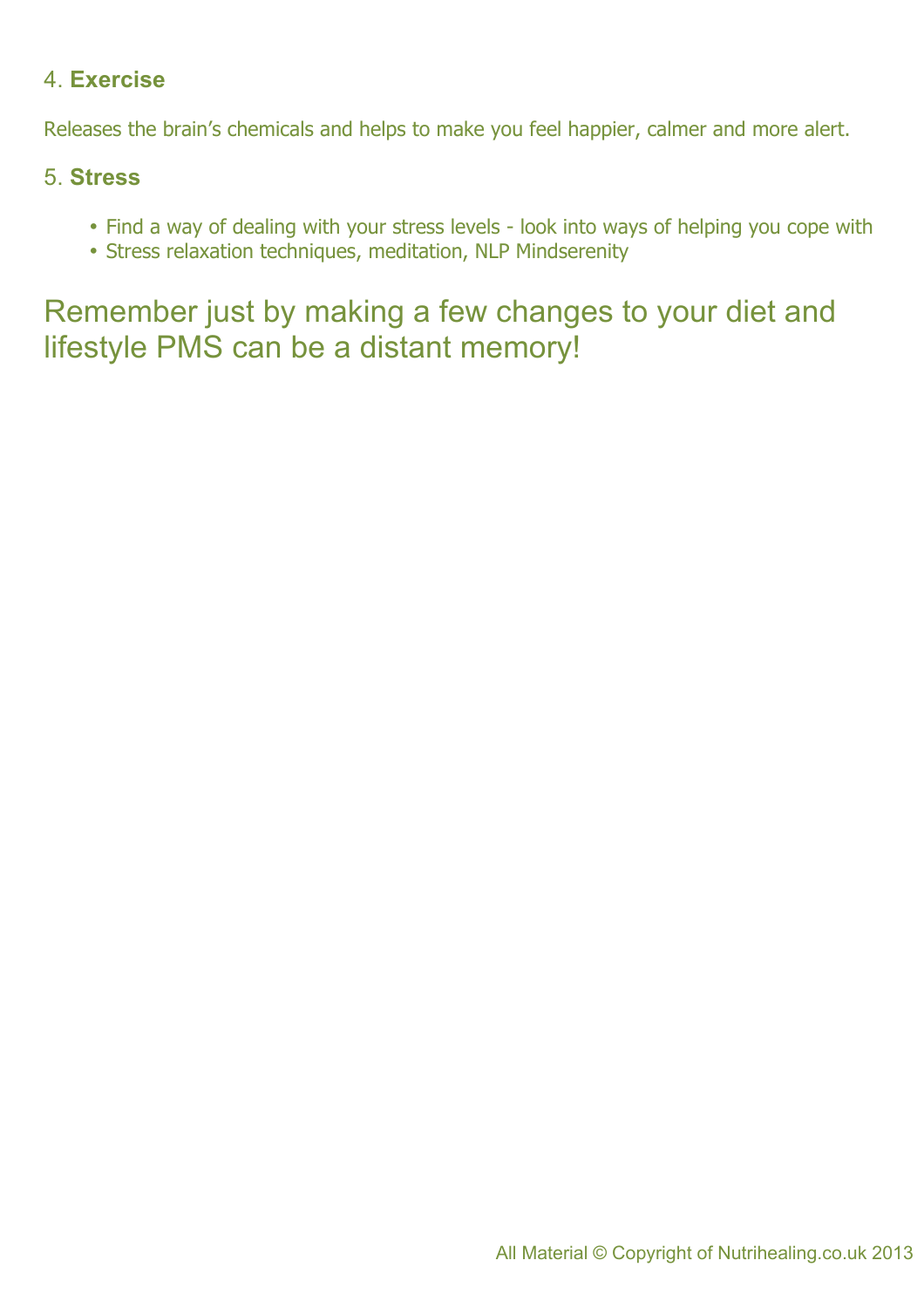4. **Exercise**

Releases the brain's chemicals and helps to make you feel happier, calmer and more alert.

5. **Stress**

- Find a way of dealing with your stress levels - look into ways of helping you cope with
- Stress relaxation techniques, meditation, NLP Mindserenity

## Remember just by making a few changes to your diet and lifestyle PMS can be a distant memory!

All Material © Copyright of Nutrihealing.co.uk 2013